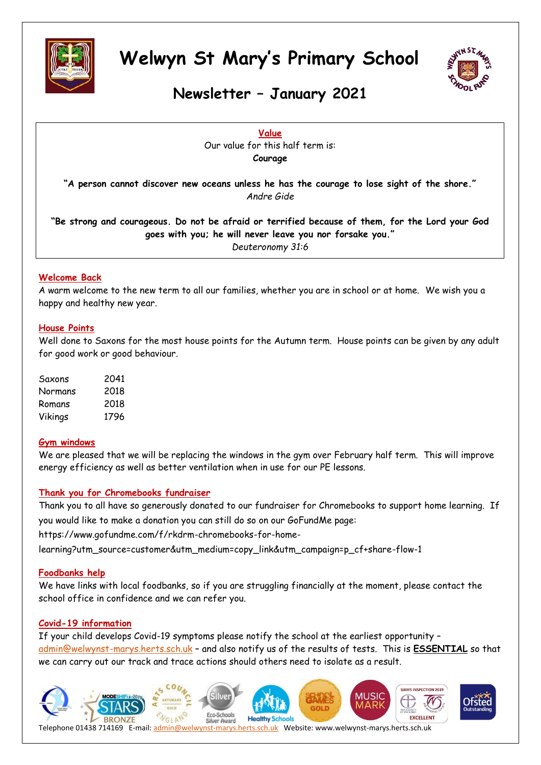# Welwyn St Mary's Primary School

## Newsletter – January 2021

**Value**

Our value for this half term is:

**Courage**

**"A person cannot discover new oceans unless he has the courage to lose sight of the shore."**
*Andre Gide*

**"Be strong and courageous. Do not be afraid or terrified because of them, for the Lord your God goes with you; he will never leave you nor forsake you."**
*Deuteronomy 31:6*

### Welcome Back

A warm welcome to the new term to all our families, whether you are in school or at home. We wish you a happy and healthy new year.

### House Points

Well done to Saxons for the most house points for the Autumn term. House points can be given by any adult for good work or good behaviour.

| | |
|---|---|
| Saxons | 2041 |
| Normans | 2018 |
| Romans | 2018 |
| Vikings | 1796 |

### Gym windows

We are pleased that we will be replacing the windows in the gym over February half term. This will improve energy efficiency as well as better ventilation when in use for our PE lessons.

### Thank you for Chromebooks fundraiser

Thank you to all have so generously donated to our fundraiser for Chromebooks to support home learning. If you would like to make a donation you can still do so on our GoFundMe page:
https://www.gofundme.com/f/rkdrm-chromebooks-for-home-learning?utm_source=customer&utm_medium=copy_link&utm_campaign=p_cf+share-flow-1

### Foodbanks help

We have links with local foodbanks, so if you are struggling financially at the moment, please contact the school office in confidence and we can refer you.

### Covid-19 information

If your child develops Covid-19 symptoms please notify the school at the earliest opportunity – admin@welwynst-marys.herts.sch.uk – and also notify us of the results of tests. This is **ESSENTIAL** so that we can carry out our track and trace actions should others need to isolate as a result.

Telephone 01438 714169 E-mail: admin@welwynst-marys.herts.sch.uk Website: www.welwynst-marys.herts.sch.uk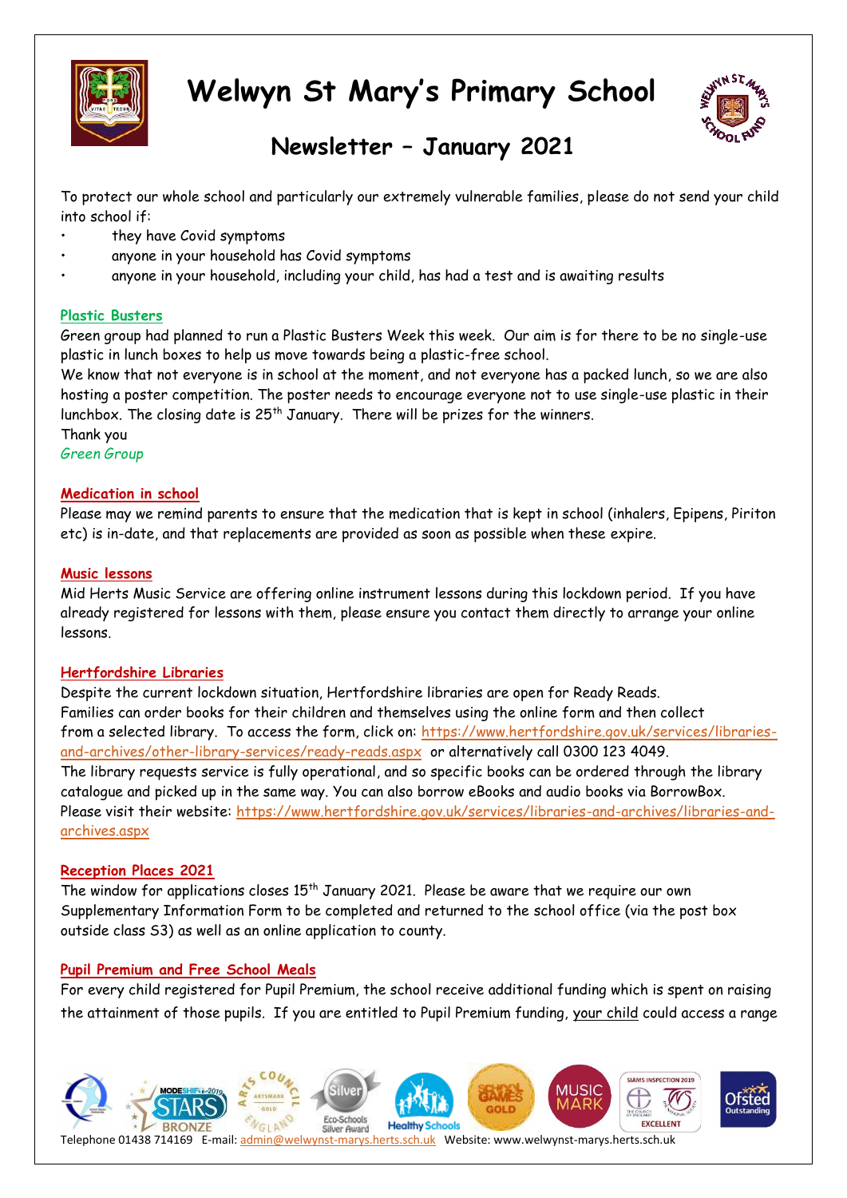# Welwyn St Mary's Primary School

## Newsletter – January 2021

To protect our whole school and particularly our extremely vulnerable families, please do not send your child into school if:

- they have Covid symptoms
- anyone in your household has Covid symptoms
- anyone in your household, including your child, has had a test and is awaiting results

### Plastic Busters

Green group had planned to run a Plastic Busters Week this week. Our aim is for there to be no single-use plastic in lunch boxes to help us move towards being a plastic-free school.

We know that not everyone is in school at the moment, and not everyone has a packed lunch, so we are also hosting a poster competition. The poster needs to encourage everyone not to use single-use plastic in their lunchbox. The closing date is 25th January. There will be prizes for the winners.

Thank you

*Green Group*

### Medication in school

Please may we remind parents to ensure that the medication that is kept in school (inhalers, Epipens, Piriton etc) is in-date, and that replacements are provided as soon as possible when these expire.

### Music lessons

Mid Herts Music Service are offering online instrument lessons during this lockdown period. If you have already registered for lessons with them, please ensure you contact them directly to arrange your online lessons.

### Hertfordshire Libraries

Despite the current lockdown situation, Hertfordshire libraries are open for Ready Reads.

Families can order books for their children and themselves using the online form and then collect from a selected library. To access the form, click on: https://www.hertfordshire.gov.uk/services/libraries-and-archives/other-library-services/ready-reads.aspx or alternatively call 0300 123 4049.

The library requests service is fully operational, and so specific books can be ordered through the library catalogue and picked up in the same way. You can also borrow eBooks and audio books via BorrowBox. Please visit their website: https://www.hertfordshire.gov.uk/services/libraries-and-archives/libraries-and-archives.aspx

### Reception Places 2021

The window for applications closes 15th January 2021. Please be aware that we require our own Supplementary Information Form to be completed and returned to the school office (via the post box outside class S3) as well as an online application to county.

### Pupil Premium and Free School Meals

For every child registered for Pupil Premium, the school receive additional funding which is spent on raising the attainment of those pupils. If you are entitled to Pupil Premium funding, your child could access a range

Telephone 01438 714169 E-mail: admin@welwynst-marys.herts.sch.uk Website: www.welwynst-marys.herts.sch.uk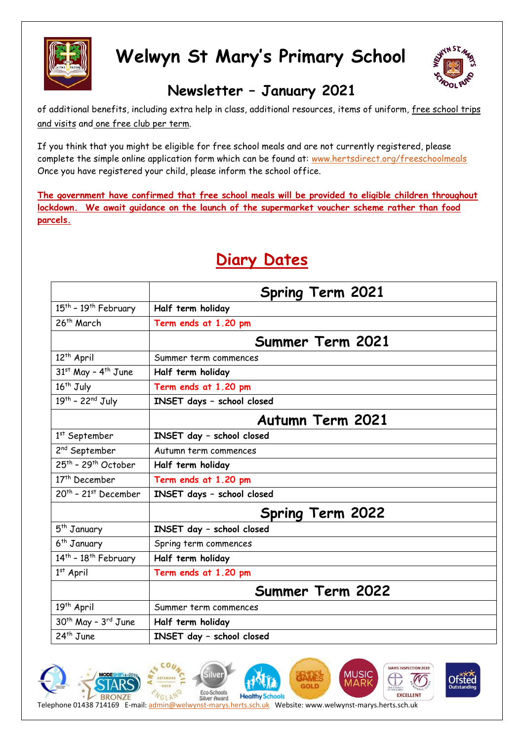# Welwyn St Mary's Primary School

## Newsletter – January 2021

of additional benefits, including extra help in class, additional resources, items of uniform, free school trips and visits and one free club per term.

If you think that you might be eligible for free school meals and are not currently registered, please complete the simple online application form which can be found at: www.hertsdirect.org/freeschoolmeals Once you have registered your child, please inform the school office.

**The government have confirmed that free school meals will be provided to eligible children throughout lockdown. We await guidance on the launch of the supermarket voucher scheme rather than food parcels.**

## Diary Dates

| | **Spring Term 2021** |
|---|---|
| 15th – 19th February | **Half term holiday** |
| 26th March | **Term ends at 1.20 pm** |
| | **Summer Term 2021** |
| 12th April | Summer term commences |
| 31st May – 4th June | **Half term holiday** |
| 16th July | **Term ends at 1.20 pm** |
| 19th – 22nd July | **INSET days – school closed** |
| | **Autumn Term 2021** |
| 1st September | **INSET day – school closed** |
| 2nd September | Autumn term commences |
| 25th – 29th October | **Half term holiday** |
| 17th December | **Term ends at 1.20 pm** |
| 20th – 21st December | **INSET days – school closed** |
| | **Spring Term 2022** |
| 5th January | **INSET day – school closed** |
| 6th January | Spring term commences |
| 14th – 18th February | **Half term holiday** |
| 1st April | **Term ends at 1.20 pm** |
| | **Summer Term 2022** |
| 19th April | Summer term commences |
| 30th May – 3rd June | **Half term holiday** |
| 24th June | **INSET day – school closed** |

Telephone 01438 714169 E-mail: admin@welwynst-marys.herts.sch.uk Website: www.welwynst-marys.herts.sch.uk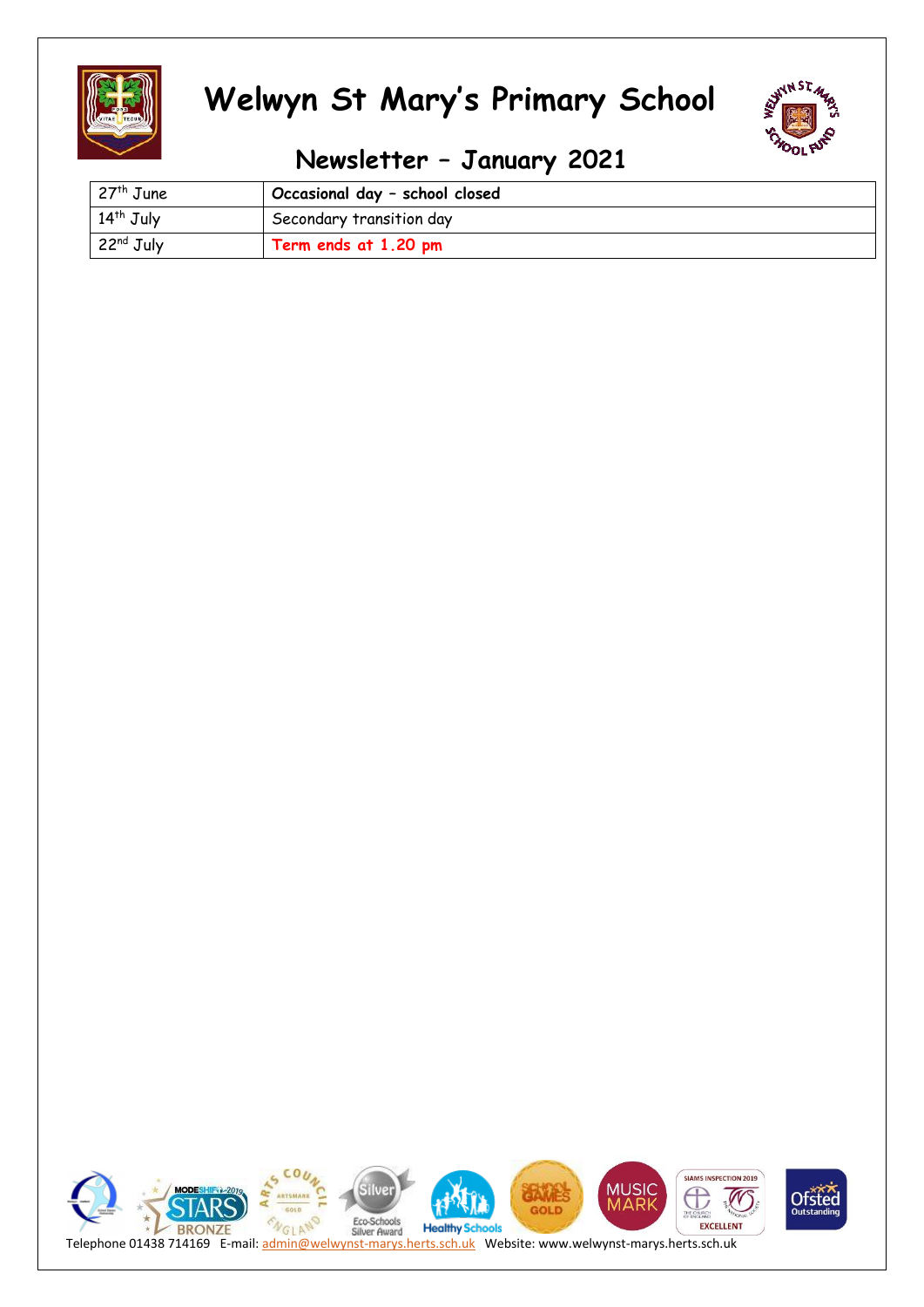# Welwyn St Mary's Primary School

## Newsletter – January 2021

| | |
|---|---|
| 27th June | **Occasional day – school closed** |
| 14th July | Secondary transition day |
| 22nd July | **Term ends at 1.20 pm** |

Telephone 01438 714169 E-mail: admin@welwynst-marys.herts.sch.uk Website: www.welwynst-marys.herts.sch.uk